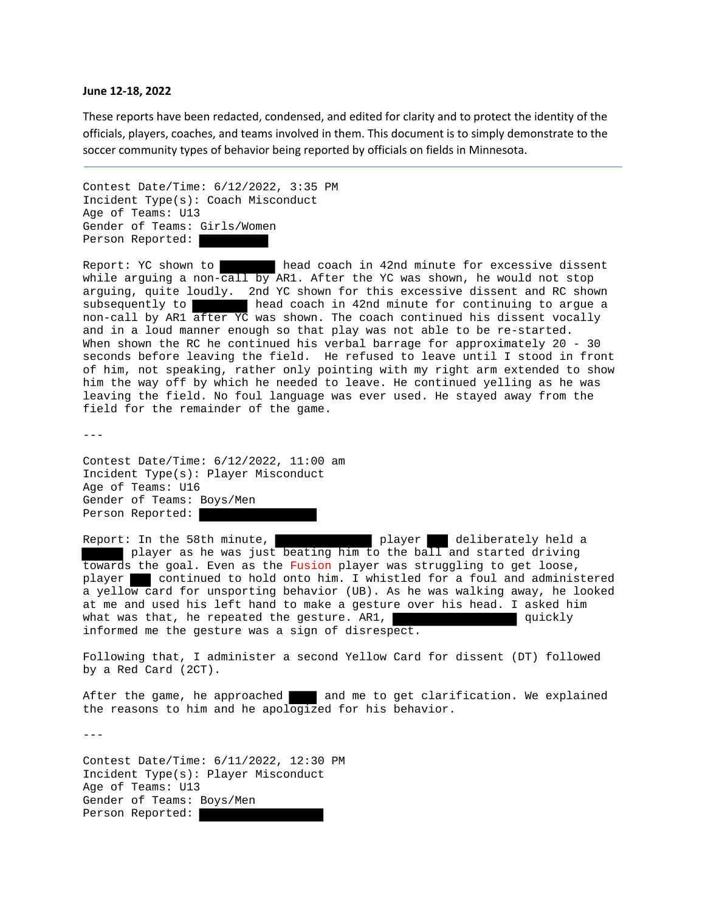**June 12-18, 2022**

These reports have been redacted, condensed, and edited for clarity and to protect the identity of the officials, players, coaches, and teams involved in them. This document is to simply demonstrate to the soccer community types of behavior being reported by officials on fields in Minnesota.

---

Contest Date/Time: 6/12/2022, 3:35 PM
Incident Type(s): Coach Misconduct
Age of Teams: U13
Gender of Teams: Girls/Women
Person Reported: ██████

Report: YC shown to █████ head coach in 42nd minute for excessive dissent while arguing a non-call by AR1. After the YC was shown, he would not stop arguing, quite loudly. 2nd YC shown for this excessive dissent and RC shown subsequently to █████ head coach in 42nd minute for continuing to argue a non-call by AR1 after YC was shown. The coach continued his dissent vocally and in a loud manner enough so that play was not able to be re-started. When shown the RC he continued his verbal barrage for approximately 20 - 30 seconds before leaving the field. He refused to leave until I stood in front of him, not speaking, rather only pointing with my right arm extended to show him the way off by which he needed to leave. He continued yelling as he was leaving the field. No foul language was ever used. He stayed away from the field for the remainder of the game.

---

Contest Date/Time: 6/12/2022, 11:00 am
Incident Type(s): Player Misconduct
Age of Teams: U16
Gender of Teams: Boys/Men
Person Reported: ██████████

Report: In the 58th minute, █████████ player ██ deliberately held a ████ player as he was just beating him to the ball and started driving towards the goal. Even as the Fusion player was struggling to get loose, player ██ continued to hold onto him. I whistled for a foul and administered a yellow card for unsporting behavior (UB). As he was walking away, he looked at me and used his left hand to make a gesture over his head. I asked him what was that, he repeated the gesture. AR1, ██████████ quickly informed me the gesture was a sign of disrespect.

Following that, I administer a second Yellow Card for dissent (DT) followed by a Red Card (2CT).

After the game, he approached ███ and me to get clarification. We explained the reasons to him and he apologized for his behavior.

---

Contest Date/Time: 6/11/2022, 12:30 PM
Incident Type(s): Player Misconduct
Age of Teams: U13
Gender of Teams: Boys/Men
Person Reported: ██████████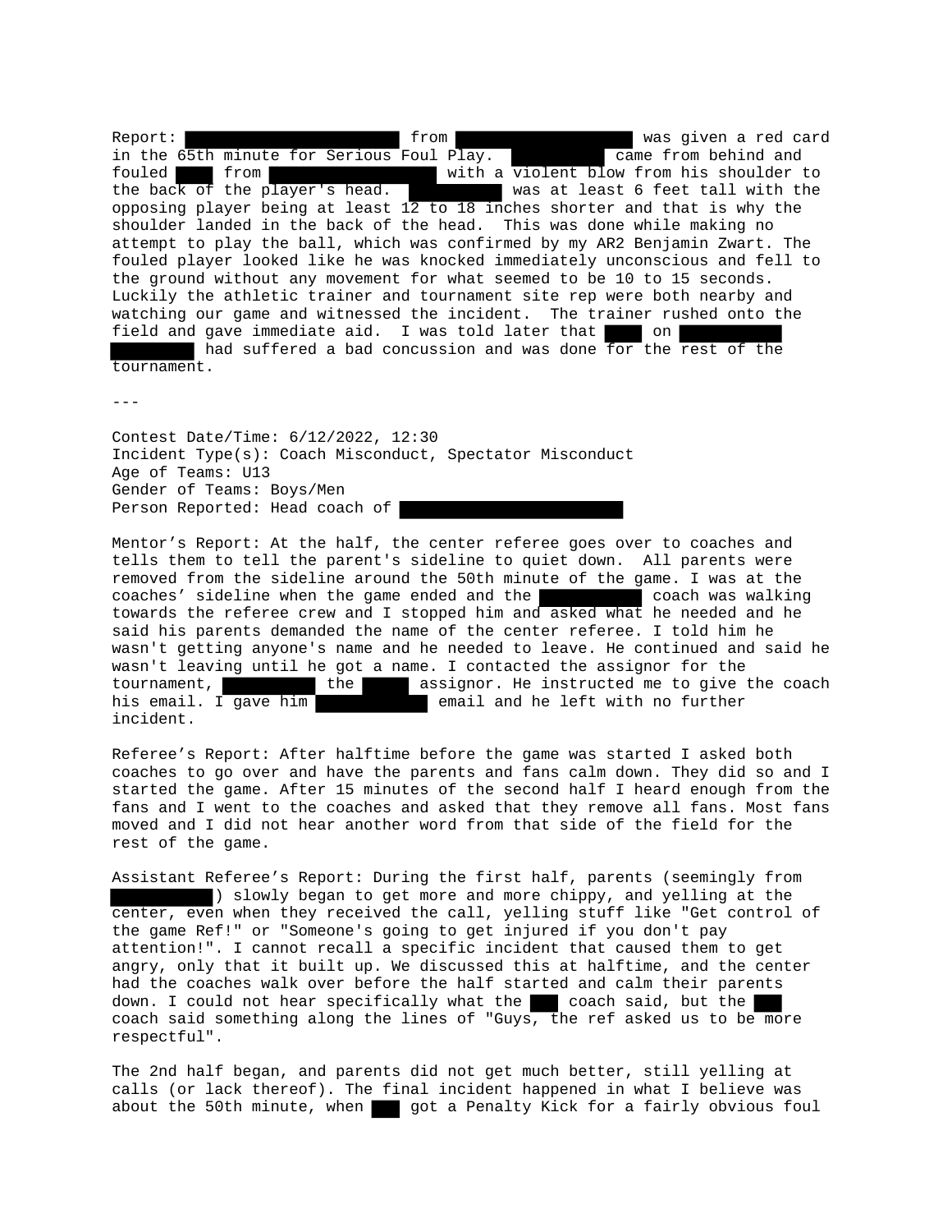Report: [REDACTED] from [REDACTED] was given a red card in the 65th minute for Serious Foul Play. [REDACTED] came from behind and fouled [REDACTED] from [REDACTED] with a violent blow from his shoulder to the back of the player's head. [REDACTED] was at least 6 feet tall with the opposing player being at least 12 to 18 inches shorter and that is why the shoulder landed in the back of the head. This was done while making no attempt to play the ball, which was confirmed by my AR2 Benjamin Zwart. The fouled player looked like he was knocked immediately unconscious and fell to the ground without any movement for what seemed to be 10 to 15 seconds. Luckily the athletic trainer and tournament site rep were both nearby and watching our game and witnessed the incident. The trainer rushed onto the field and gave immediate aid. I was told later that [REDACTED] on [REDACTED] had suffered a bad concussion and was done for the rest of the tournament.

---

Contest Date/Time: 6/12/2022, 12:30
Incident Type(s): Coach Misconduct, Spectator Misconduct
Age of Teams: U13
Gender of Teams: Boys/Men
Person Reported: Head coach of [REDACTED]

Mentor's Report: At the half, the center referee goes over to coaches and tells them to tell the parent's sideline to quiet down. All parents were removed from the sideline around the 50th minute of the game. I was at the coaches' sideline when the game ended and the [REDACTED] coach was walking towards the referee crew and I stopped him and asked what he needed and he said his parents demanded the name of the center referee. I told him he wasn't getting anyone's name and he needed to leave. He continued and said he wasn't leaving until he got a name. I contacted the assignor for the tournament, [REDACTED] the [REDACTED] assignor. He instructed me to give the coach his email. I gave him [REDACTED] email and he left with no further incident.

Referee's Report: After halftime before the game was started I asked both coaches to go over and have the parents and fans calm down. They did so and I started the game. After 15 minutes of the second half I heard enough from the fans and I went to the coaches and asked that they remove all fans. Most fans moved and I did not hear another word from that side of the field for the rest of the game.

Assistant Referee's Report: During the first half, parents (seemingly from [REDACTED]) slowly began to get more and more chippy, and yelling at the center, even when they received the call, yelling stuff like "Get control of the game Ref!" or "Someone's going to get injured if you don't pay attention!". I cannot recall a specific incident that caused them to get angry, only that it built up. We discussed this at halftime, and the center had the coaches walk over before the half started and calm their parents down. I could not hear specifically what the [REDACTED] coach said, but the [REDACTED] coach said something along the lines of "Guys, the ref asked us to be more respectful".

The 2nd half began, and parents did not get much better, still yelling at calls (or lack thereof). The final incident happened in what I believe was about the 50th minute, when [REDACTED] got a Penalty Kick for a fairly obvious foul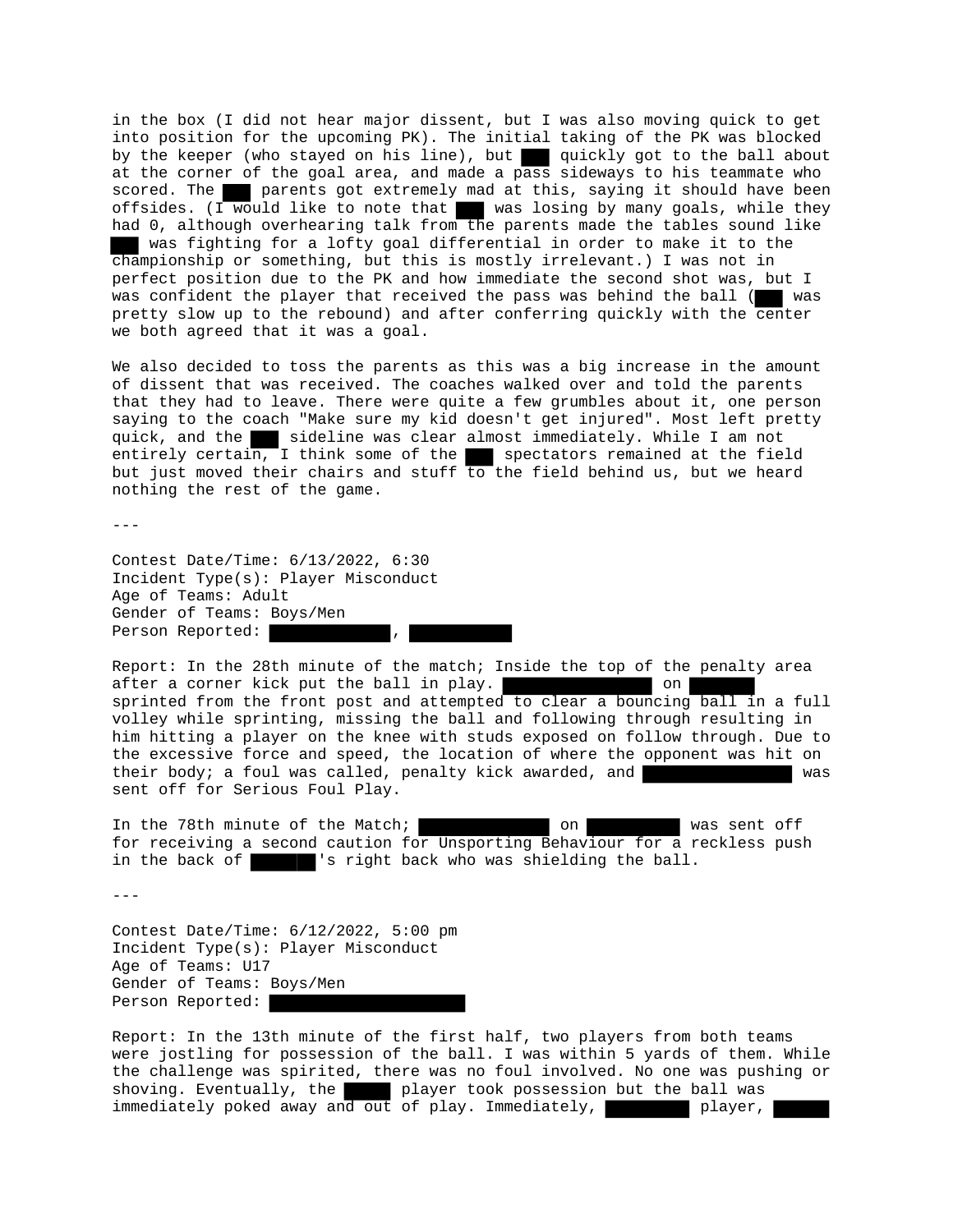in the box (I did not hear major dissent, but I was also moving quick to get into position for the upcoming PK). The initial taking of the PK was blocked by the keeper (who stayed on his line), but ███ quickly got to the ball about at the corner of the goal area, and made a pass sideways to his teammate who scored. The ███ parents got extremely mad at this, saying it should have been offsides. (I would like to note that ███ was losing by many goals, while they had 0, although overhearing talk from the parents made the tables sound like ███ was fighting for a lofty goal differential in order to make it to the championship or something, but this is mostly irrelevant.) I was not in perfect position due to the PK and how immediate the second shot was, but I was confident the player that received the pass was behind the ball (███ was pretty slow up to the rebound) and after conferring quickly with the center we both agreed that it was a goal.

We also decided to toss the parents as this was a big increase in the amount of dissent that was received. The coaches walked over and told the parents that they had to leave. There were quite a few grumbles about it, one person saying to the coach "Make sure my kid doesn't get injured". Most left pretty quick, and the ███ sideline was clear almost immediately. While I am not entirely certain, I think some of the ███ spectators remained at the field but just moved their chairs and stuff to the field behind us, but we heard nothing the rest of the game.

---

Contest Date/Time: 6/13/2022, 6:30
Incident Type(s): Player Misconduct
Age of Teams: Adult
Gender of Teams: Boys/Men
Person Reported: ███, ███

Report: In the 28th minute of the match; Inside the top of the penalty area after a corner kick put the ball in play. ███ on ███ sprinted from the front post and attempted to clear a bouncing ball in a full volley while sprinting, missing the ball and following through resulting in him hitting a player on the knee with studs exposed on follow through. Due to the excessive force and speed, the location of where the opponent was hit on their body; a foul was called, penalty kick awarded, and ███ was sent off for Serious Foul Play.

In the 78th minute of the Match; ███ on ███ was sent off for receiving a second caution for Unsporting Behaviour for a reckless push in the back of ███'s right back who was shielding the ball.

---

Contest Date/Time: 6/12/2022, 5:00 pm
Incident Type(s): Player Misconduct
Age of Teams: U17
Gender of Teams: Boys/Men
Person Reported: ███

Report: In the 13th minute of the first half, two players from both teams were jostling for possession of the ball. I was within 5 yards of them. While the challenge was spirited, there was no foul involved. No one was pushing or shoving. Eventually, the ███ player took possession but the ball was immediately poked away and out of play. Immediately, ███ player, ███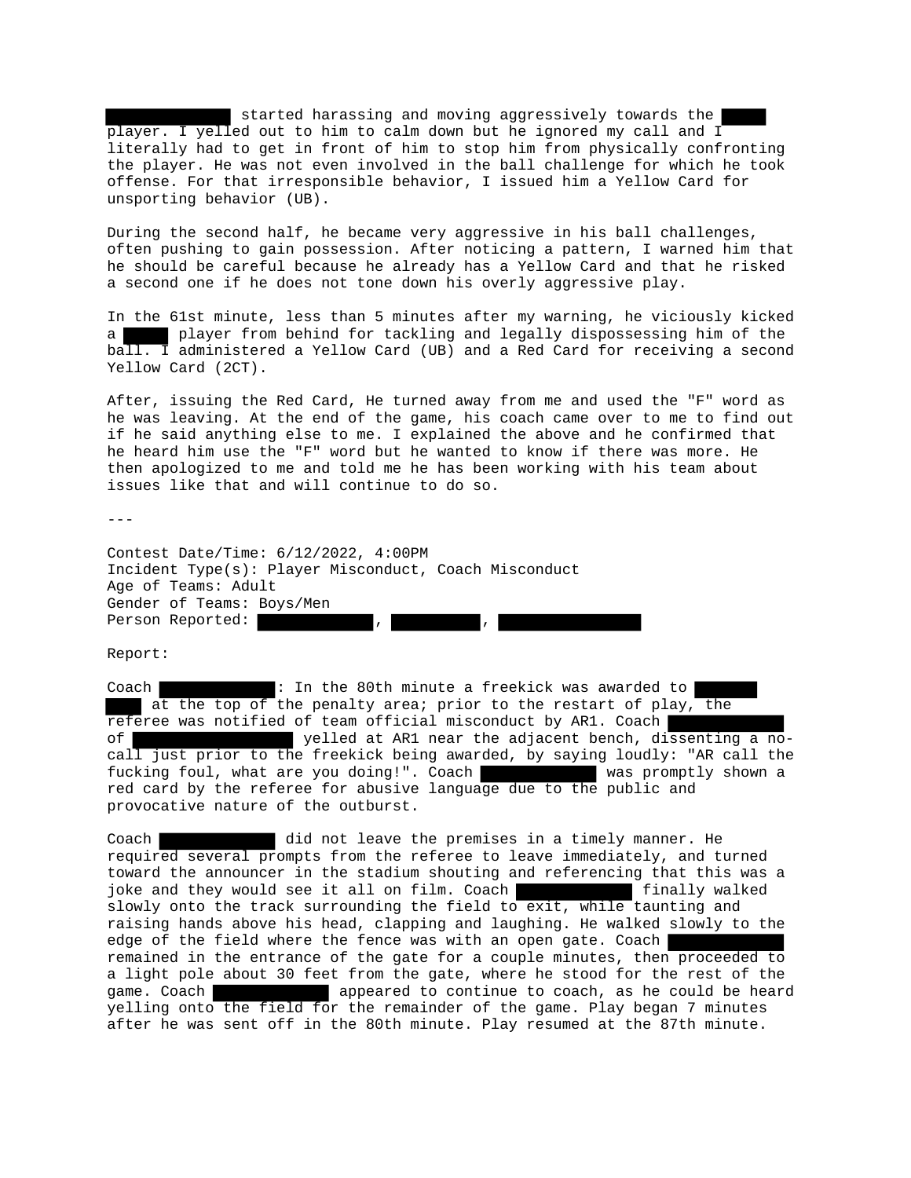[REDACTED] started harassing and moving aggressively towards the [REDACTED] player. I yelled out to him to calm down but he ignored my call and I literally had to get in front of him to stop him from physically confronting the player. He was not even involved in the ball challenge for which he took offense. For that irresponsible behavior, I issued him a Yellow Card for unsporting behavior (UB).

During the second half, he became very aggressive in his ball challenges, often pushing to gain possession. After noticing a pattern, I warned him that he should be careful because he already has a Yellow Card and that he risked a second one if he does not tone down his overly aggressive play.

In the 61st minute, less than 5 minutes after my warning, he viciously kicked a [REDACTED] player from behind for tackling and legally dispossessing him of the ball. I administered a Yellow Card (UB) and a Red Card for receiving a second Yellow Card (2CT).

After, issuing the Red Card, He turned away from me and used the "F" word as he was leaving. At the end of the game, his coach came over to me to find out if he said anything else to me. I explained the above and he confirmed that he heard him use the "F" word but he wanted to know if there was more. He then apologized to me and told me he has been working with his team about issues like that and will continue to do so.

---

Contest Date/Time: 6/12/2022, 4:00PM
Incident Type(s): Player Misconduct, Coach Misconduct
Age of Teams: Adult
Gender of Teams: Boys/Men
Person Reported: [REDACTED], [REDACTED], [REDACTED]

Report:

Coach [REDACTED]: In the 80th minute a freekick was awarded to [REDACTED] at the top of the penalty area; prior to the restart of play, the referee was notified of team official misconduct by AR1. Coach [REDACTED] of [REDACTED] yelled at AR1 near the adjacent bench, dissenting a no-call just prior to the freekick being awarded, by saying loudly: "AR call the fucking foul, what are you doing!". Coach [REDACTED] was promptly shown a red card by the referee for abusive language due to the public and provocative nature of the outburst.

Coach [REDACTED] did not leave the premises in a timely manner. He required several prompts from the referee to leave immediately, and turned toward the announcer in the stadium shouting and referencing that this was a joke and they would see it all on film. Coach [REDACTED] finally walked slowly onto the track surrounding the field to exit, while taunting and raising hands above his head, clapping and laughing. He walked slowly to the edge of the field where the fence was with an open gate. Coach [REDACTED] remained in the entrance of the gate for a couple minutes, then proceeded to a light pole about 30 feet from the gate, where he stood for the rest of the game. Coach [REDACTED] appeared to continue to coach, as he could be heard yelling onto the field for the remainder of the game. Play began 7 minutes after he was sent off in the 80th minute. Play resumed at the 87th minute.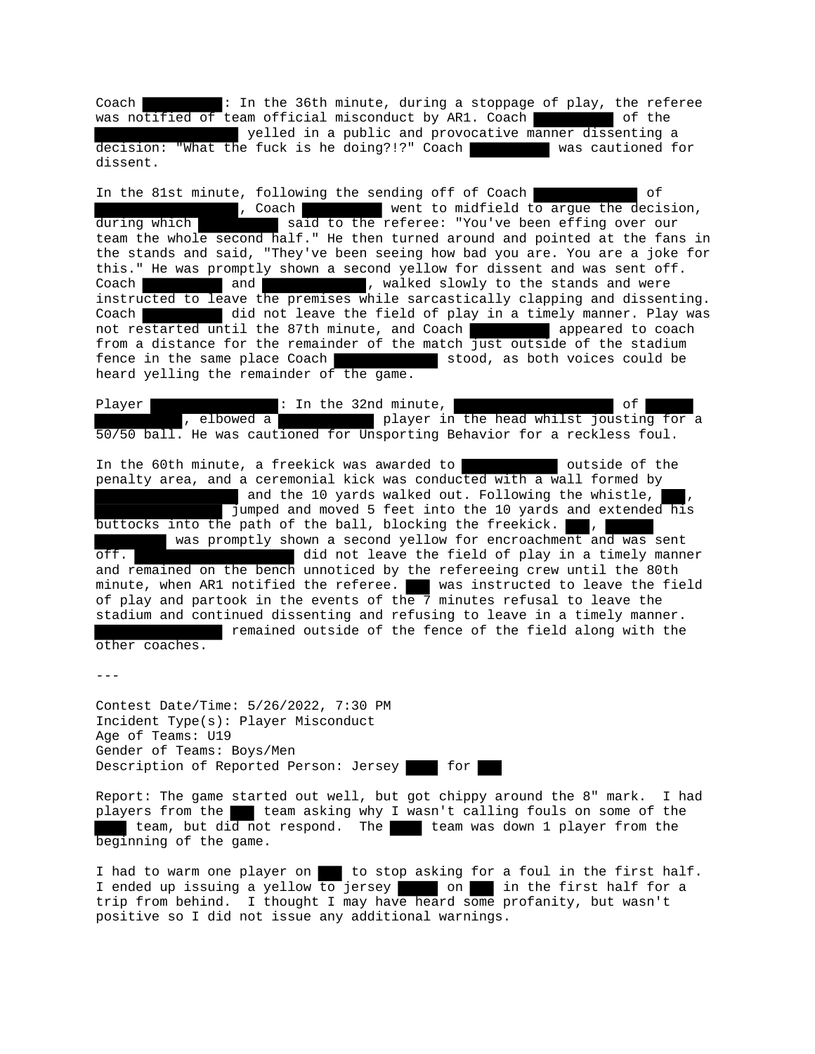Coach ██████: In the 36th minute, during a stoppage of play, the referee was notified of team official misconduct by AR1. Coach ██████ of the ████████████ yelled in a public and provocative manner dissenting a decision: "What the fuck is he doing?!?" Coach ██████ was cautioned for dissent.

In the 81st minute, following the sending off of Coach ████████ of ████████████, Coach ██████ went to midfield to argue the decision, during which ██████ said to the referee: "You've been effing over our team the whole second half." He then turned around and pointed at the fans in the stands and said, "They've been seeing how bad you are. You are a joke for this." He was promptly shown a second yellow for dissent and was sent off. Coach ██████ and ████████, walked slowly to the stands and were instructed to leave the premises while sarcastically clapping and dissenting. Coach ██████ did not leave the field of play in a timely manner. Play was not restarted until the 87th minute, and Coach ██████ appeared to coach from a distance for the remainder of the match just outside of the stadium fence in the same place Coach ████████ stood, as both voices could be heard yelling the remainder of the game.

Player ██████████: In the 32nd minute, ████████████ of ████ ███████, elbowed a ███████ player in the head whilst jousting for a 50/50 ball. He was cautioned for Unsporting Behavior for a reckless foul.

In the 60th minute, a freekick was awarded to ███████ outside of the penalty area, and a ceremonial kick was conducted with a wall formed by ████████████ and the 10 yards walked out. Following the whistle, ██, ██████████ jumped and moved 5 feet into the 10 yards and extended his buttocks into the path of the ball, blocking the freekick. ██, ████ ██████ was promptly shown a second yellow for encroachment and was sent off. ████████████ did not leave the field of play in a timely manner and remained on the bench unnoticed by the refereeing crew until the 80th minute, when AR1 notified the referee. ██ was instructed to leave the field of play and partook in the events of the 7 minutes refusal to leave the stadium and continued dissenting and refusing to leave in a timely manner. ██████████ remained outside of the fence of the field along with the other coaches.

---

Contest Date/Time: 5/26/2022, 7:30 PM
Incident Type(s): Player Misconduct
Age of Teams: U19
Gender of Teams: Boys/Men
Description of Reported Person: Jersey ██ for ██

Report: The game started out well, but got chippy around the 8" mark. I had players from the ██ team asking why I wasn't calling fouls on some of the ██ team, but did not respond. The ██ team was down 1 player from the beginning of the game.

I had to warm one player on ██ to stop asking for a foul in the first half. I ended up issuing a yellow to jersey ███ on ██ in the first half for a trip from behind. I thought I may have heard some profanity, but wasn't positive so I did not issue any additional warnings.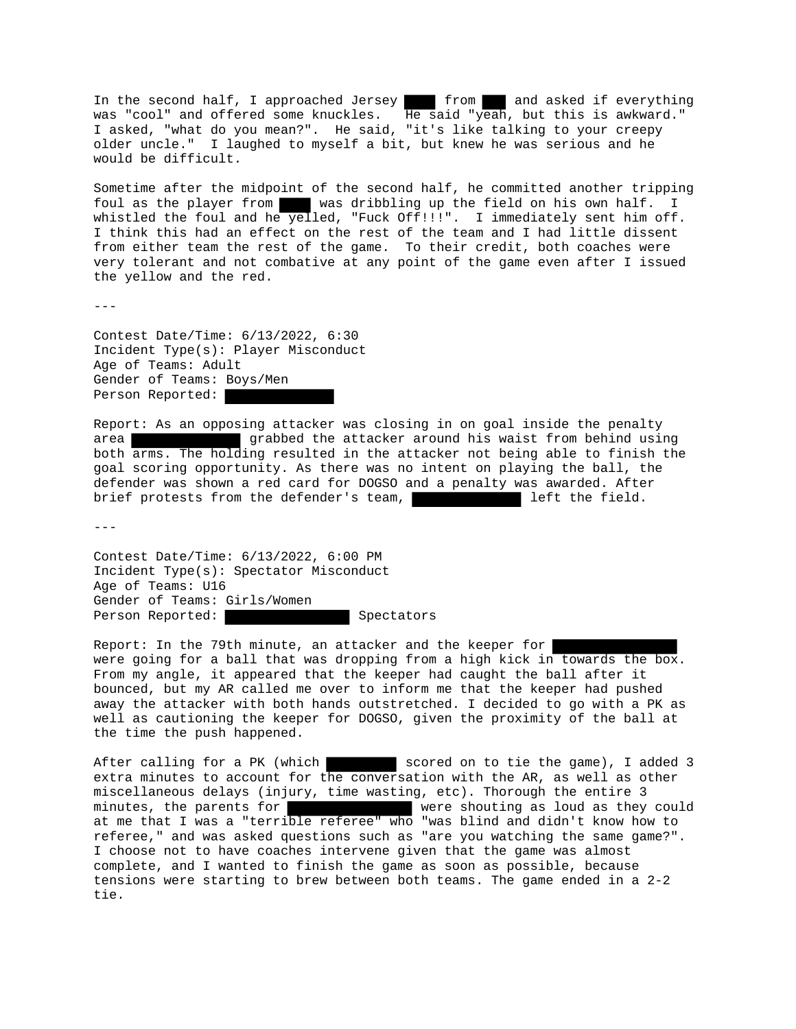In the second half, I approached Jersey ████ from ███ and asked if everything was "cool" and offered some knuckles. He said "yeah, but this is awkward." I asked, "what do you mean?". He said, "it's like talking to your creepy older uncle." I laughed to myself a bit, but knew he was serious and he would be difficult.

Sometime after the midpoint of the second half, he committed another tripping foul as the player from ████ was dribbling up the field on his own half. I whistled the foul and he yelled, "Fuck Off!!!". I immediately sent him off. I think this had an effect on the rest of the team and I had little dissent from either team the rest of the game. To their credit, both coaches were very tolerant and not combative at any point of the game even after I issued the yellow and the red.

---

Contest Date/Time: 6/13/2022, 6:30
Incident Type(s): Player Misconduct
Age of Teams: Adult
Gender of Teams: Boys/Men
Person Reported: ████████████

Report: As an opposing attacker was closing in on goal inside the penalty area ████████████ grabbed the attacker around his waist from behind using both arms. The holding resulted in the attacker not being able to finish the goal scoring opportunity. As there was no intent on playing the ball, the defender was shown a red card for DOGSO and a penalty was awarded. After brief protests from the defender's team, ████████████ left the field.

---

Contest Date/Time: 6/13/2022, 6:00 PM
Incident Type(s): Spectator Misconduct
Age of Teams: U16
Gender of Teams: Girls/Women
Person Reported: ██████████████ Spectators

Report: In the 79th minute, an attacker and the keeper for ██████████████ were going for a ball that was dropping from a high kick in towards the box. From my angle, it appeared that the keeper had caught the ball after it bounced, but my AR called me over to inform me that the keeper had pushed away the attacker with both hands outstretched. I decided to go with a PK as well as cautioning the keeper for DOGSO, given the proximity of the ball at the time the push happened.

After calling for a PK (which ████████ scored on to tie the game), I added 3 extra minutes to account for the conversation with the AR, as well as other miscellaneous delays (injury, time wasting, etc). Thorough the entire 3 minutes, the parents for ██████████████ were shouting as loud as they could at me that I was a "terrible referee" who "was blind and didn't know how to referee," and was asked questions such as "are you watching the same game?". I choose not to have coaches intervene given that the game was almost complete, and I wanted to finish the game as soon as possible, because tensions were starting to brew between both teams. The game ended in a 2-2 tie.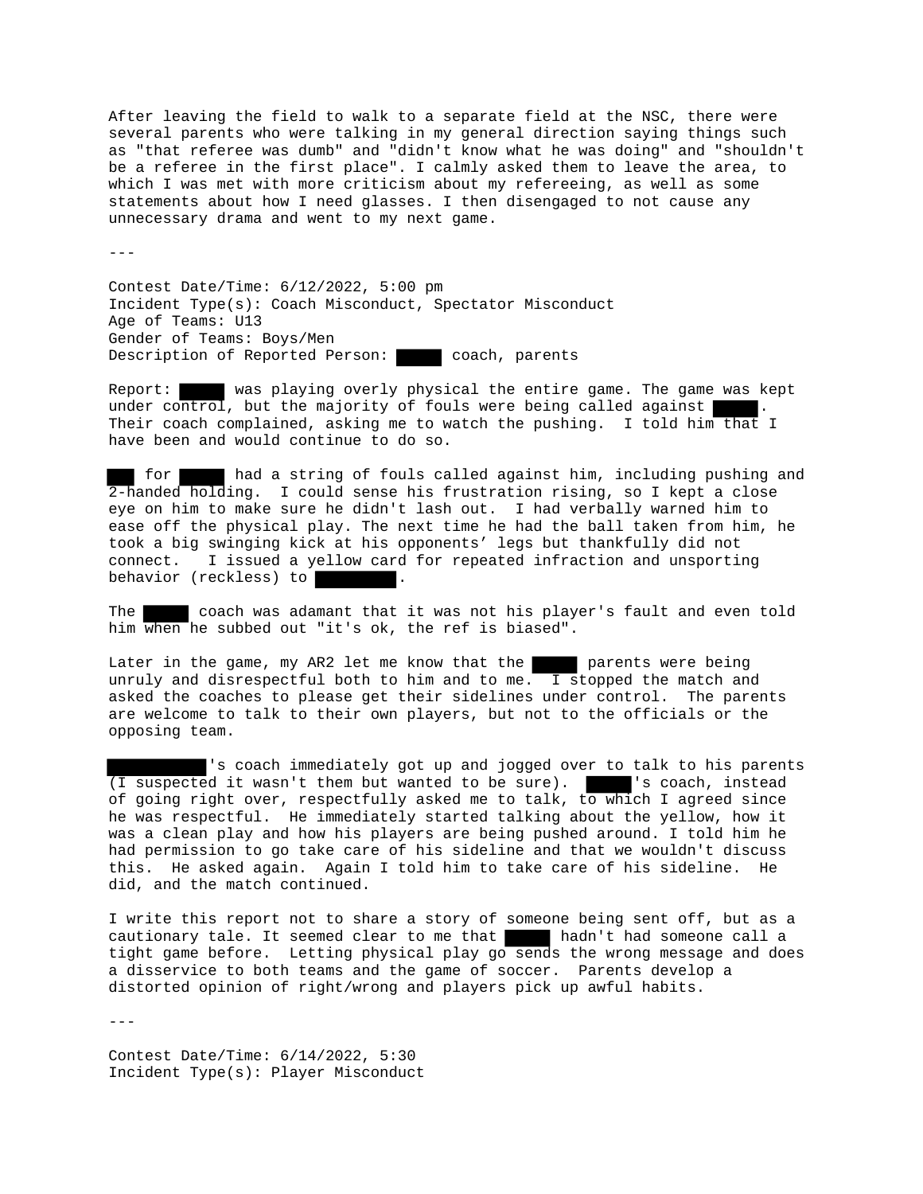After leaving the field to walk to a separate field at the NSC, there were several parents who were talking in my general direction saying things such as "that referee was dumb" and "didn't know what he was doing" and "shouldn't be a referee in the first place". I calmly asked them to leave the area, to which I was met with more criticism about my refereeing, as well as some statements about how I need glasses. I then disengaged to not cause any unnecessary drama and went to my next game.

---

Contest Date/Time: 6/12/2022, 5:00 pm
Incident Type(s): Coach Misconduct, Spectator Misconduct
Age of Teams: U13
Gender of Teams: Boys/Men
Description of Reported Person: ████ coach, parents

Report: ████ was playing overly physical the entire game. The game was kept under control, but the majority of fouls were being called against ████. Their coach complained, asking me to watch the pushing. I told him that I have been and would continue to do so.

███ for ████ had a string of fouls called against him, including pushing and 2-handed holding. I could sense his frustration rising, so I kept a close eye on him to make sure he didn't lash out. I had verbally warned him to ease off the physical play. The next time he had the ball taken from him, he took a big swinging kick at his opponents' legs but thankfully did not connect. I issued a yellow card for repeated infraction and unsporting behavior (reckless) to ████████.

The ████ coach was adamant that it was not his player's fault and even told him when he subbed out "it's ok, the ref is biased".

Later in the game, my AR2 let me know that the ████ parents were being unruly and disrespectful both to him and to me. I stopped the match and asked the coaches to please get their sidelines under control. The parents are welcome to talk to their own players, but not to the officials or the opposing team.

██████████'s coach immediately got up and jogged over to talk to his parents (I suspected it wasn't them but wanted to be sure). ████'s coach, instead of going right over, respectfully asked me to talk, to which I agreed since he was respectful. He immediately started talking about the yellow, how it was a clean play and how his players are being pushed around. I told him he had permission to go take care of his sideline and that we wouldn't discuss this. He asked again. Again I told him to take care of his sideline. He did, and the match continued.

I write this report not to share a story of someone being sent off, but as a cautionary tale. It seemed clear to me that ████ hadn't had someone call a tight game before. Letting physical play go sends the wrong message and does a disservice to both teams and the game of soccer. Parents develop a distorted opinion of right/wrong and players pick up awful habits.

---

Contest Date/Time: 6/14/2022, 5:30
Incident Type(s): Player Misconduct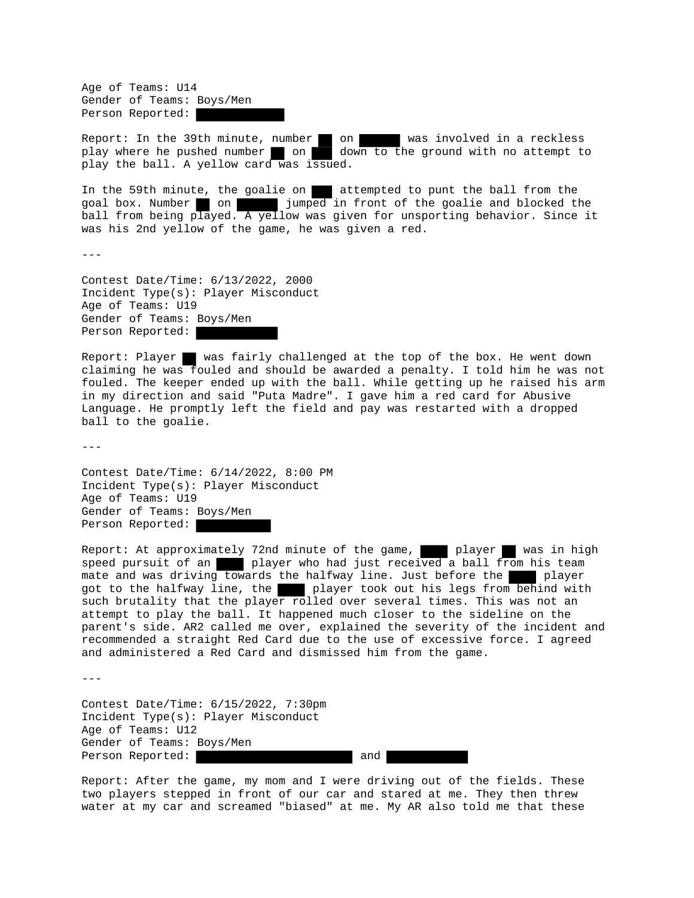Age of Teams: U14
Gender of Teams: Boys/Men
Person Reported: ██████████

Report: In the 39th minute, number ██ on ██████ was involved in a reckless play where he pushed number ██ on ███ down to the ground with no attempt to play the ball. A yellow card was issued.

In the 59th minute, the goalie on ███ attempted to punt the ball from the goal box. Number ██ on ██████ jumped in front of the goalie and blocked the ball from being played. A yellow was given for unsporting behavior. Since it was his 2nd yellow of the game, he was given a red.

---

Contest Date/Time: 6/13/2022, 2000
Incident Type(s): Player Misconduct
Age of Teams: U19
Gender of Teams: Boys/Men
Person Reported: ██████████

Report: Player ██ was fairly challenged at the top of the box. He went down claiming he was fouled and should be awarded a penalty. I told him he was not fouled. The keeper ended up with the ball. While getting up he raised his arm in my direction and said "Puta Madre". I gave him a red card for Abusive Language. He promptly left the field and pay was restarted with a dropped ball to the goalie.

---

Contest Date/Time: 6/14/2022, 8:00 PM
Incident Type(s): Player Misconduct
Age of Teams: U19
Gender of Teams: Boys/Men
Person Reported: ██████████

Report: At approximately 72nd minute of the game, ████ player ██ was in high speed pursuit of an ████ player who had just received a ball from his team mate and was driving towards the halfway line. Just before the ████ player got to the halfway line, the ████ player took out his legs from behind with such brutality that the player rolled over several times. This was not an attempt to play the ball. It happened much closer to the sideline on the parent's side. AR2 called me over, explained the severity of the incident and recommended a straight Red Card due to the use of excessive force. I agreed and administered a Red Card and dismissed him from the game.

---

Contest Date/Time: 6/15/2022, 7:30pm
Incident Type(s): Player Misconduct
Age of Teams: U12
Gender of Teams: Boys/Men
Person Reported: ██████████████████ and ██████████

Report: After the game, my mom and I were driving out of the fields. These two players stepped in front of our car and stared at me. They then threw water at my car and screamed "biased" at me. My AR also told me that these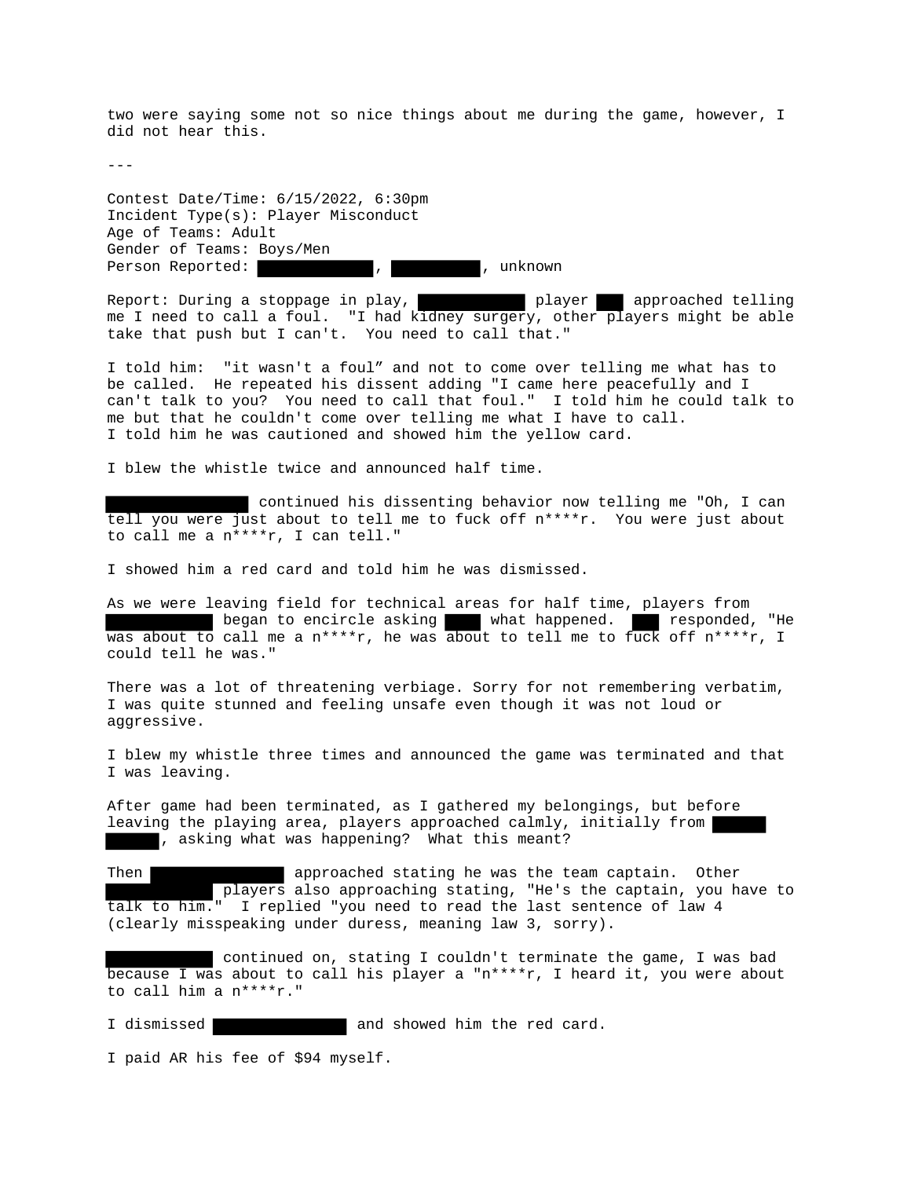two were saying some not so nice things about me during the game, however, I did not hear this.

---

Contest Date/Time: 6/15/2022, 6:30pm
Incident Type(s): Player Misconduct
Age of Teams: Adult
Gender of Teams: Boys/Men
Person Reported: [REDACTED], [REDACTED], unknown

Report: During a stoppage in play, [REDACTED] player [REDACTED] approached telling me I need to call a foul. "I had kidney surgery, other players might be able take that push but I can't. You need to call that."

I told him: "it wasn't a foul" and not to come over telling me what has to be called. He repeated his dissent adding "I came here peacefully and I can't talk to you? You need to call that foul." I told him he could talk to me but that he couldn't come over telling me what I have to call. I told him he was cautioned and showed him the yellow card.

I blew the whistle twice and announced half time.

[REDACTED] continued his dissenting behavior now telling me "Oh, I can tell you were just about to tell me to fuck off n****r. You were just about to call me a n****r, I can tell."

I showed him a red card and told him he was dismissed.

As we were leaving field for technical areas for half time, players from [REDACTED] began to encircle asking [REDACTED] what happened. [REDACTED] responded, "He was about to call me a n****r, he was about to tell me to fuck off n****r, I could tell he was."

There was a lot of threatening verbiage. Sorry for not remembering verbatim, I was quite stunned and feeling unsafe even though it was not loud or aggressive.

I blew my whistle three times and announced the game was terminated and that I was leaving.

After game had been terminated, as I gathered my belongings, but before leaving the playing area, players approached calmly, initially from [REDACTED], asking what was happening? What this meant?

Then [REDACTED] approached stating he was the team captain. Other [REDACTED] players also approaching stating, "He's the captain, you have to talk to him." I replied "you need to read the last sentence of law 4 (clearly misspeaking under duress, meaning law 3, sorry).

[REDACTED] continued on, stating I couldn't terminate the game, I was bad because I was about to call his player a "n****r, I heard it, you were about to call him a n****r."

I dismissed [REDACTED] and showed him the red card.

I paid AR his fee of $94 myself.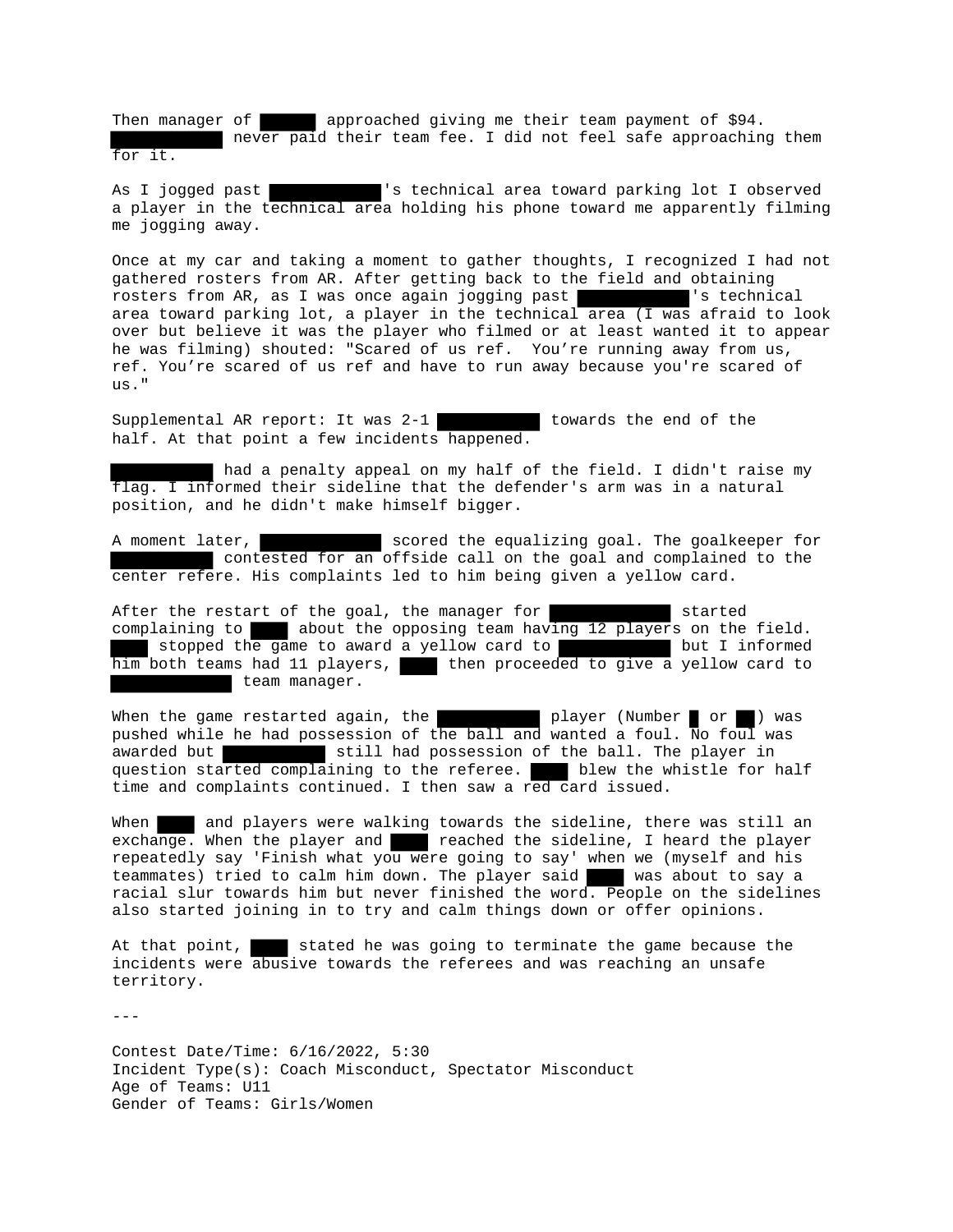Then manager of ██████ approached giving me their team payment of $94. ████████████ never paid their team fee. I did not feel safe approaching them for it.

As I jogged past ████████████'s technical area toward parking lot I observed a player in the technical area holding his phone toward me apparently filming me jogging away.

Once at my car and taking a moment to gather thoughts, I recognized I had not gathered rosters from AR. After getting back to the field and obtaining rosters from AR, as I was once again jogging past ████████████'s technical area toward parking lot, a player in the technical area (I was afraid to look over but believe it was the player who filmed or at least wanted it to appear he was filming) shouted: "Scared of us ref.  You're running away from us, ref. You're scared of us ref and have to run away because you're scared of us."

Supplemental AR report: It was 2-1 ███████████ towards the end of the half. At that point a few incidents happened.

███████████ had a penalty appeal on my half of the field. I didn't raise my flag. I informed their sideline that the defender's arm was in a natural position, and he didn't make himself bigger.

A moment later, █████████████ scored the equalizing goal. The goalkeeper for ███████████ contested for an offside call on the goal and complained to the center refere. His complaints led to him being given a yellow card.

After the restart of the goal, the manager for █████████████ started complaining to ████ about the opposing team having 12 players on the field. ████ stopped the game to award a yellow card to ████████████ but I informed him both teams had 11 players, ████ then proceeded to give a yellow card to █████████████ team manager.

When the game restarted again, the ███████████ player (Number █ or ██) was pushed while he had possession of the ball and wanted a foul. No foul was awarded but ███████████ still had possession of the ball. The player in question started complaining to the referee. ████ blew the whistle for half time and complaints continued. I then saw a red card issued.

When ████ and players were walking towards the sideline, there was still an exchange. When the player and ████ reached the sideline, I heard the player repeatedly say 'Finish what you were going to say' when we (myself and his teammates) tried to calm him down. The player said ████ was about to say a racial slur towards him but never finished the word. People on the sidelines also started joining in to try and calm things down or offer opinions.

At that point, ████ stated he was going to terminate the game because the incidents were abusive towards the referees and was reaching an unsafe territory.

---

Contest Date/Time: 6/16/2022, 5:30
Incident Type(s): Coach Misconduct, Spectator Misconduct
Age of Teams: U11
Gender of Teams: Girls/Women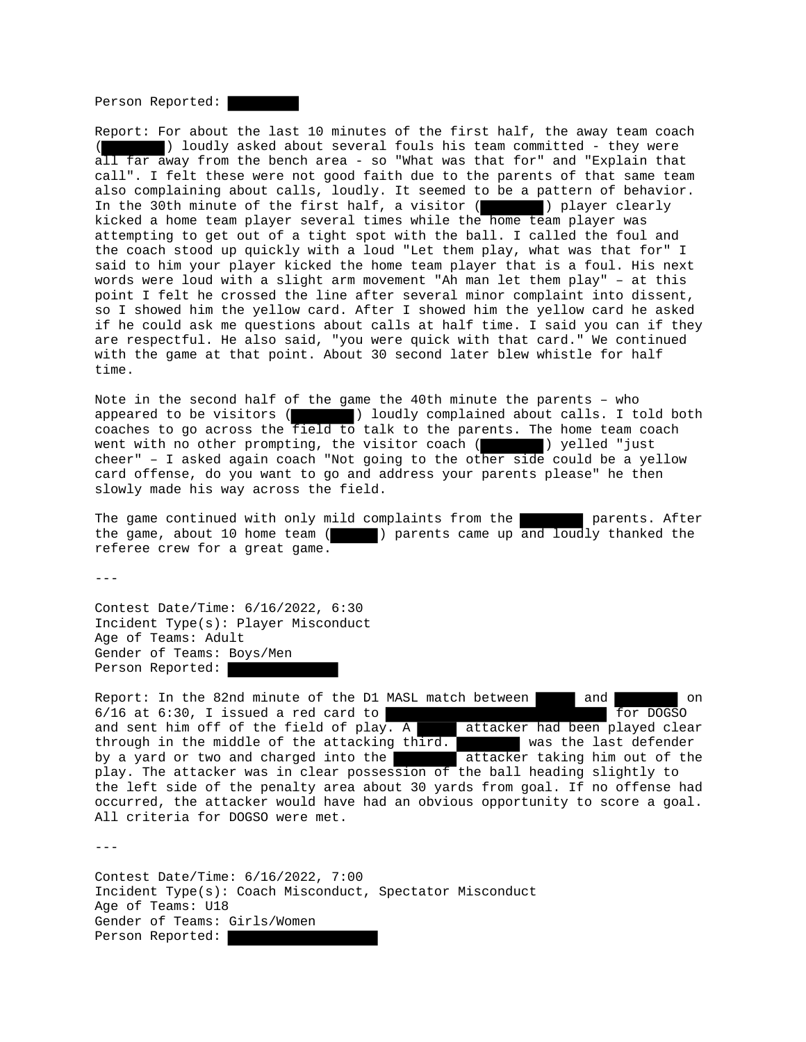Person Reported: ██████

Report: For about the last 10 minutes of the first half, the away team coach (██████) loudly asked about several fouls his team committed - they were all far away from the bench area - so "What was that for" and "Explain that call". I felt these were not good faith due to the parents of that same team also complaining about calls, loudly. It seemed to be a pattern of behavior. In the 30th minute of the first half, a visitor (██████) player clearly kicked a home team player several times while the home team player was attempting to get out of a tight spot with the ball. I called the foul and the coach stood up quickly with a loud "Let them play, what was that for" I said to him your player kicked the home team player that is a foul. His next words were loud with a slight arm movement "Ah man let them play" – at this point I felt he crossed the line after several minor complaint into dissent, so I showed him the yellow card. After I showed him the yellow card he asked if he could ask me questions about calls at half time. I said you can if they are respectful. He also said, "you were quick with that card." We continued with the game at that point. About 30 second later blew whistle for half time.

Note in the second half of the game the 40th minute the parents – who appeared to be visitors (██████) loudly complained about calls. I told both coaches to go across the field to talk to the parents. The home team coach went with no other prompting, the visitor coach (██████) yelled "just cheer" – I asked again coach "Not going to the other side could be a yellow card offense, do you want to go and address your parents please" he then slowly made his way across the field.

The game continued with only mild complaints from the ██████ parents. After the game, about 10 home team (████) parents came up and loudly thanked the referee crew for a great game.

---

Contest Date/Time: 6/16/2022, 6:30
Incident Type(s): Player Misconduct
Age of Teams: Adult
Gender of Teams: Boys/Men
Person Reported: ██████████

Report: In the 82nd minute of the D1 MASL match between ████ and ██████ on 6/16 at 6:30, I issued a red card to ████████████████████ for DOGSO and sent him off of the field of play. A ████ attacker had been played clear through in the middle of the attacking third. ██████ was the last defender by a yard or two and charged into the ██████ attacker taking him out of the play. The attacker was in clear possession of the ball heading slightly to the left side of the penalty area about 30 yards from goal. If no offense had occurred, the attacker would have had an obvious opportunity to score a goal. All criteria for DOGSO were met.

---

Contest Date/Time: 6/16/2022, 7:00
Incident Type(s): Coach Misconduct, Spectator Misconduct
Age of Teams: U18
Gender of Teams: Girls/Women
Person Reported: ██████████████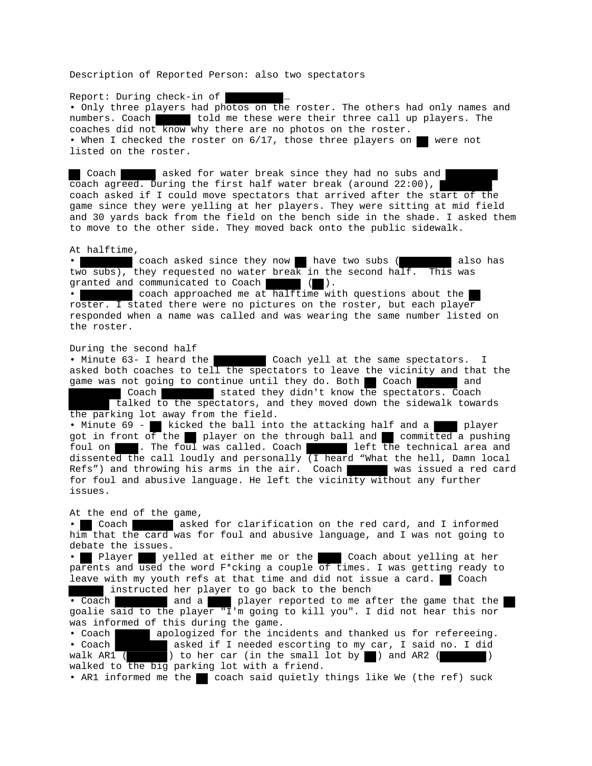Description of Reported Person: also two spectators

Report: During check-in of ████████…

- Only three players had photos on the roster. The others had only names and numbers. Coach █████ told me these were their three call up players. The coaches did not know why there are no photos on the roster.
- When I checked the roster on 6/17, those three players on ██ were not listed on the roster.

██ Coach █████ asked for water break since they had no subs and ████████ coach agreed. During the first half water break (around 22:00), ████████ coach asked if I could move spectators that arrived after the start of the game since they were yelling at her players. They were sitting at mid field and 30 yards back from the field on the bench side in the shade. I asked them to move to the other side. They moved back onto the public sidewalk.

At halftime,

- ████████ coach asked since they now ██ have two subs (████████ also has two subs), they requested no water break in the second half. This was granted and communicated to Coach █████ (██).
- ████████ coach approached me at halftime with questions about the ██ roster. I stated there were no pictures on the roster, but each player responded when a name was called and was wearing the same number listed on the roster.

During the second half

- Minute 63- I heard the ████████ Coach yell at the same spectators. I asked both coaches to tell the spectators to leave the vicinity and that the game was not going to continue until they do. Both ██ Coach ██████ and ████████ Coach ████████ stated they didn't know the spectators. Coach ██████ talked to the spectators, and they moved down the sidewalk towards the parking lot away from the field.
- Minute 69 - ██ kicked the ball into the attacking half and a ████ player got in front of the ██ player on the through ball and ██ committed a pushing foul on ████. The foul was called. Coach ██████ left the technical area and dissented the call loudly and personally (I heard “What the hell, Damn local Refs”) and throwing his arms in the air. Coach ██████ was issued a red card for foul and abusive language. He left the vicinity without any further issues.

At the end of the game,

- ██ Coach ██████ asked for clarification on the red card, and I informed him that the card was for foul and abusive language, and I was not going to debate the issues.
- ██ Player ███ yelled at either me or the ████ Coach about yelling at her parents and used the word F*cking a couple of times. I was getting ready to leave with my youth refs at that time and did not issue a card. ██ Coach █████ instructed her player to go back to the bench
- Coach ████████ and a ████ player reported to me after the game that the ██ goalie said to the player "I'm going to kill you". I did not hear this nor was informed of this during the game.
- Coach █████ apologized for the incidents and thanked us for refereeing.
- Coach ████████ asked if I needed escorting to my car, I said no. I did walk AR1 (██████) to her car (in the small lot by ██) and AR2 (███████) walked to the big parking lot with a friend.
- AR1 informed me the ██ coach said quietly things like We (the ref) suck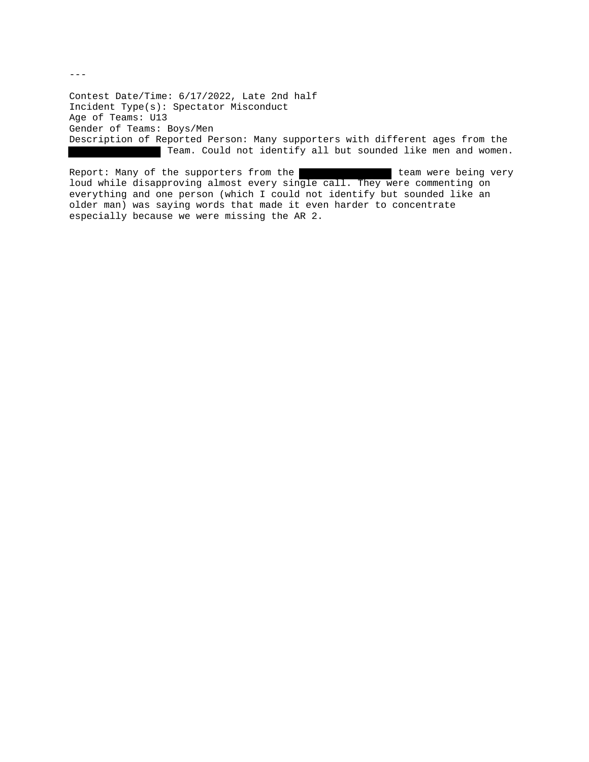---

Contest Date/Time: 6/17/2022, Late 2nd half
Incident Type(s): Spectator Misconduct
Age of Teams: U13
Gender of Teams: Boys/Men
Description of Reported Person: Many supporters with different ages from the [REDACTED] Team. Could not identify all but sounded like men and women.

Report: Many of the supporters from the [REDACTED] team were being very loud while disapproving almost every single call. They were commenting on everything and one person (which I could not identify but sounded like an older man) was saying words that made it even harder to concentrate especially because we were missing the AR 2.